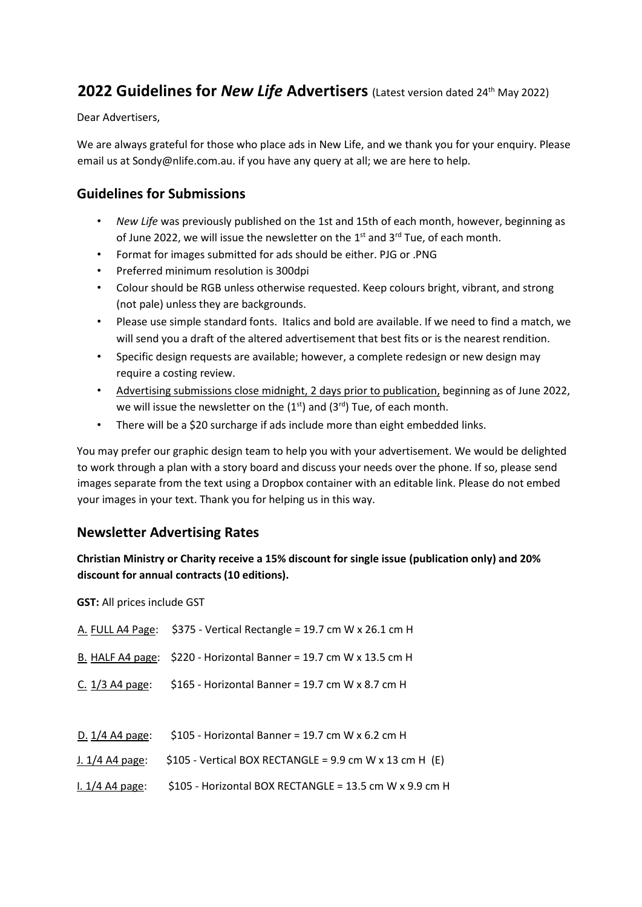## 2022 Guidelines for *New Life* Advertisers (Latest version dated 24th May 2022)

Dear Advertisers,

We are always grateful for those who place ads in New Life, and we thank you for your enquiry. Please email us at Sondy@nlife.com.au. if you have any query at all; we are here to help.

### Guidelines for Submissions

- *New Life* was previously published on the 1st and 15th of each month, however, beginning as of June 2022, we will issue the newsletter on the 1st and 3rd Tue, of each month.
- Format for images submitted for ads should be either. PJG or .PNG
- Preferred minimum resolution is 300dpi
- Colour should be RGB unless otherwise requested. Keep colours bright, vibrant, and strong (not pale) unless they are backgrounds.
- Please use simple standard fonts. Italics and bold are available. If we need to find a match, we will send you a draft of the altered advertisement that best fits or is the nearest rendition.
- Specific design requests are available; however, a complete redesign or new design may require a costing review.
- Advertising submissions close midnight, 2 days prior to publication, beginning as of June 2022, we will issue the newsletter on the (1st) and (3rd) Tue, of each month.
- There will be a $20 surcharge if ads include more than eight embedded links.

You may prefer our graphic design team to help you with your advertisement. We would be delighted to work through a plan with a story board and discuss your needs over the phone. If so, please send images separate from the text using a Dropbox container with an editable link. Please do not embed your images in your text. Thank you for helping us in this way.

### Newsletter Advertising Rates

**Christian Ministry or Charity receive a 15% discount for single issue (publication only) and 20% discount for annual contracts (10 editions).**

**GST:** All prices include GST

A. FULL A4 Page: $375 - Vertical Rectangle = 19.7 cm W x 26.1 cm H

B. HALF A4 page: $220 - Horizontal Banner = 19.7 cm W x 13.5 cm H

C. 1/3 A4 page: $165 - Horizontal Banner = 19.7 cm W x 8.7 cm H

D. 1/4 A4 page: $105 - Horizontal Banner = 19.7 cm W x 6.2 cm H

J. 1/4 A4 page: $105 - Vertical BOX RECTANGLE = 9.9 cm W x 13 cm H (E)

I. 1/4 A4 page: $105 - Horizontal BOX RECTANGLE = 13.5 cm W x 9.9 cm H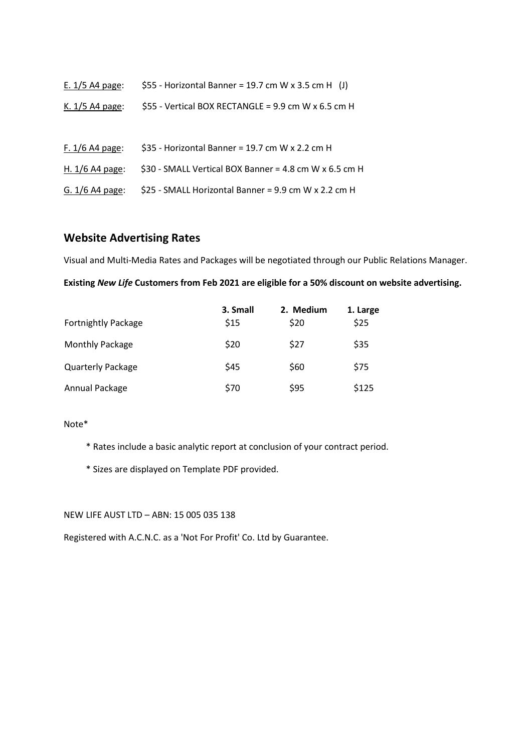E. 1/5 A4 page: $55 - Horizontal Banner = 19.7 cm W x 3.5 cm H (J)

K. 1/5 A4 page: $55 - Vertical BOX RECTANGLE = 9.9 cm W x 6.5 cm H

F. 1/6 A4 page: $35 - Horizontal Banner = 19.7 cm W x 2.2 cm H

H. 1/6 A4 page: $30 - SMALL Vertical BOX Banner = 4.8 cm W x 6.5 cm H

G. 1/6 A4 page: $25 - SMALL Horizontal Banner = 9.9 cm W x 2.2 cm H

## Website Advertising Rates

Visual and Multi-Media Rates and Packages will be negotiated through our Public Relations Manager.

**Existing *New Life* Customers from Feb 2021 are eligible for a 50% discount on website advertising.**

| | 3. Small | 2. Medium | 1. Large |
|---|---|---|---|
| Fortnightly Package | $15 | $20 | $25 |
| Monthly Package | $20 | $27 | $35 |
| Quarterly Package | $45 | $60 | $75 |
| Annual Package | $70 | $95 | $125 |

Note*

* Rates include a basic analytic report at conclusion of your contract period.

* Sizes are displayed on Template PDF provided.

NEW LIFE AUST LTD – ABN: 15 005 035 138

Registered with A.C.N.C. as a 'Not For Profit' Co. Ltd by Guarantee.